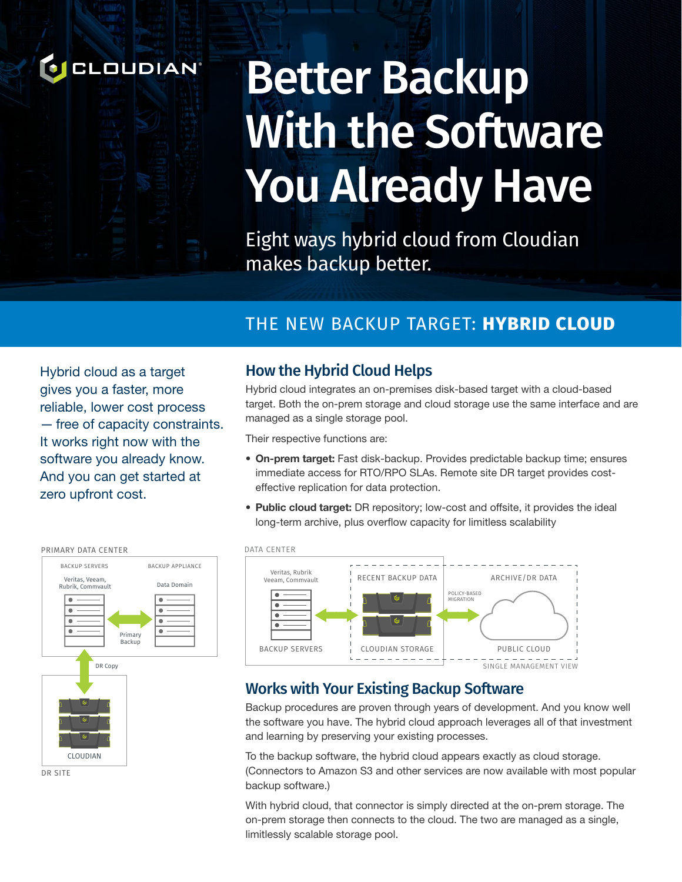# Better Backup With the Software You Already Have

Eight ways hybrid cloud from Cloudian makes backup better.

## THE NEW BACKUP TARGET: **HYBRID CLOUD**

Hybrid cloud as a target gives you a faster, more reliable, lower cost process — free of capacity constraints. It works right now with the software you already know. And you can get started at zero upfront cost.

### How the Hybrid Cloud Helps

Hybrid cloud integrates an on-premises disk-based target with a cloud-based target. Both the on-prem storage and cloud storage use the same interface and are managed as a single storage pool.

Their respective functions are:

- **On-prem target:** Fast disk-backup. Provides predictable backup time; ensures immediate access for RTO/RPO SLAs. Remote site DR target provides cost-effective replication for data protection.
- **Public cloud target:** DR repository; low-cost and offsite, it provides the ideal long-term archive, plus overflow capacity for limitless scalability

PRIMARY DATA CENTER

BACKUP SERVERS: Veritas, Veeam, Rubrik, Commvault — BACKUP APPLIANCE: Data Domain (Primary Backup)

DR Copy

CLOUDIAN

DR SITE

DATA CENTER

Veritas, Rubrik Veeam, Commvault — BACKUP SERVERS — RECENT BACKUP DATA: CLOUDIAN STORAGE — POLICY-BASED MIGRATION — ARCHIVE/DR DATA: PUBLIC CLOUD

SINGLE MANAGEMENT VIEW

### Works with Your Existing Backup Software

Backup procedures are proven through years of development. And you know well the software you have. The hybrid cloud approach leverages all of that investment and learning by preserving your existing processes.

To the backup software, the hybrid cloud appears exactly as cloud storage. (Connectors to Amazon S3 and other services are now available with most popular backup software.)

With hybrid cloud, that connector is simply directed at the on-prem storage. The on-prem storage then connects to the cloud. The two are managed as a single, limitlessly scalable storage pool.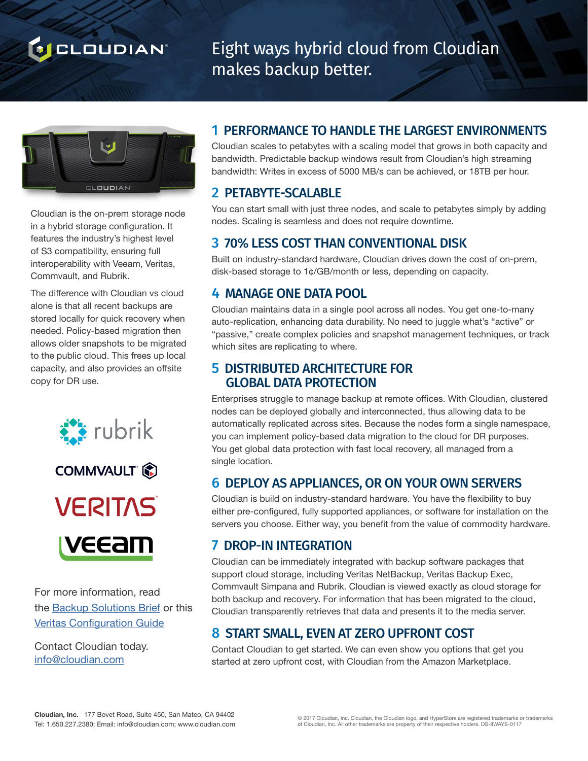# Eight ways hybrid cloud from Cloudian makes backup better.

Cloudian is the on-prem storage node in a hybrid storage configuration. It features the industry's highest level of S3 compatibility, ensuring full interoperability with Veeam, Veritas, Commvault, and Rubrik.

The difference with Cloudian vs cloud alone is that all recent backups are stored locally for quick recovery when needed. Policy-based migration then allows older snapshots to be migrated to the public cloud. This frees up local capacity, and also provides an offsite copy for DR use.

For more information, read the [Backup Solutions Brief] or this [Veritas Configuration Guide]

Contact Cloudian today.
info@cloudian.com

## 1 PERFORMANCE TO HANDLE THE LARGEST ENVIRONMENTS

Cloudian scales to petabytes with a scaling model that grows in both capacity and bandwidth. Predictable backup windows result from Cloudian's high streaming bandwidth: Writes in excess of 5000 MB/s can be achieved, or 18TB per hour.

## 2 PETABYTE-SCALABLE

You can start small with just three nodes, and scale to petabytes simply by adding nodes. Scaling is seamless and does not require downtime.

## 3 70% LESS COST THAN CONVENTIONAL DISK

Built on industry-standard hardware, Cloudian drives down the cost of on-prem, disk-based storage to 1¢/GB/month or less, depending on capacity.

## 4 MANAGE ONE DATA POOL

Cloudian maintains data in a single pool across all nodes. You get one-to-many auto-replication, enhancing data durability. No need to juggle what's "active" or "passive," create complex policies and snapshot management techniques, or track which sites are replicating to where.

## 5 DISTRIBUTED ARCHITECTURE FOR GLOBAL DATA PROTECTION

Enterprises struggle to manage backup at remote offices. With Cloudian, clustered nodes can be deployed globally and interconnected, thus allowing data to be automatically replicated across sites. Because the nodes form a single namespace, you can implement policy-based data migration to the cloud for DR purposes. You get global data protection with fast local recovery, all managed from a single location.

## 6 DEPLOY AS APPLIANCES, OR ON YOUR OWN SERVERS

Cloudian is build on industry-standard hardware. You have the flexibility to buy either pre-configured, fully supported appliances, or software for installation on the servers you choose. Either way, you benefit from the value of commodity hardware.

## 7 DROP-IN INTEGRATION

Cloudian can be immediately integrated with backup software packages that support cloud storage, including Veritas NetBackup, Veritas Backup Exec, Commvault Simpana and Rubrik. Cloudian is viewed exactly as cloud storage for both backup and recovery. For information that has been migrated to the cloud, Cloudian transparently retrieves that data and presents it to the media server.

## 8 START SMALL, EVEN AT ZERO UPFRONT COST

Contact Cloudian to get started. We can even show you options that get you started at zero upfront cost, with Cloudian from the Amazon Marketplace.

**Cloudian, Inc.** 177 Bovet Road, Suite 450, San Mateo, CA 94402
Tel: 1.650.227.2380; Email: info@cloudian.com; www.cloudian.com

© 2017 Cloudian, Inc. Cloudian, the Cloudian logo, and HyperStore are registered trademarks or trademarks of Cloudian, Inc. All other trademarks are property of their respective holders. DS-8WAYS-0117